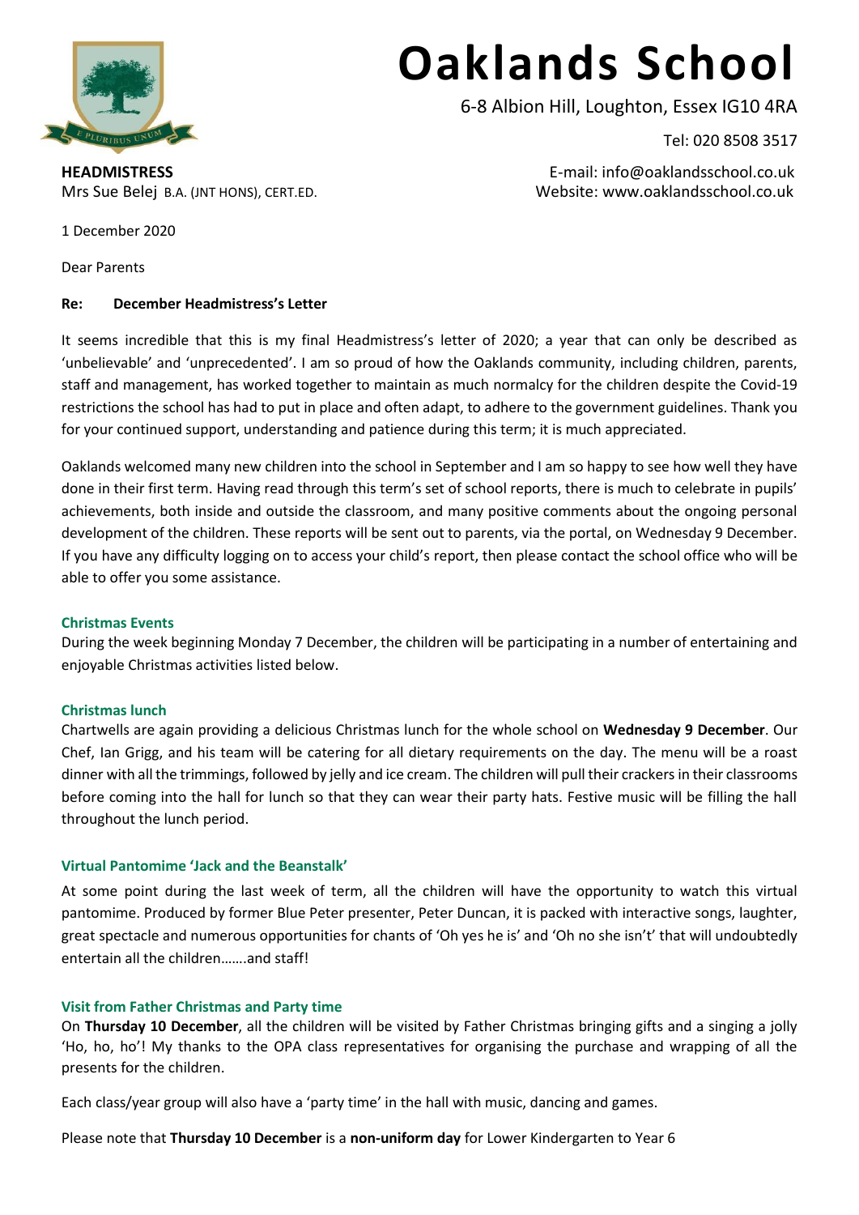# Oaklands School

6-8 Albion Hill, Loughton, Essex IG10 4RA

Tel: 020 8508 3517

E-mail: info@oaklandsschool.co.uk

Website: www.oaklandsschool.co.uk

**HEADMISTRESS**
Mrs Sue Belej B.A. (JNT HONS), CERT.ED.

1 December 2020

Dear Parents

**Re: December Headmistress's Letter**

It seems incredible that this is my final Headmistress's letter of 2020; a year that can only be described as 'unbelievable' and 'unprecedented'. I am so proud of how the Oaklands community, including children, parents, staff and management, has worked together to maintain as much normalcy for the children despite the Covid-19 restrictions the school has had to put in place and often adapt, to adhere to the government guidelines. Thank you for your continued support, understanding and patience during this term; it is much appreciated.

Oaklands welcomed many new children into the school in September and I am so happy to see how well they have done in their first term. Having read through this term's set of school reports, there is much to celebrate in pupils' achievements, both inside and outside the classroom, and many positive comments about the ongoing personal development of the children. These reports will be sent out to parents, via the portal, on Wednesday 9 December. If you have any difficulty logging on to access your child's report, then please contact the school office who will be able to offer you some assistance.

### Christmas Events

During the week beginning Monday 7 December, the children will be participating in a number of entertaining and enjoyable Christmas activities listed below.

### Christmas lunch

Chartwells are again providing a delicious Christmas lunch for the whole school on **Wednesday 9 December**. Our Chef, Ian Grigg, and his team will be catering for all dietary requirements on the day. The menu will be a roast dinner with all the trimmings, followed by jelly and ice cream. The children will pull their crackers in their classrooms before coming into the hall for lunch so that they can wear their party hats. Festive music will be filling the hall throughout the lunch period.

### Virtual Pantomime 'Jack and the Beanstalk'

At some point during the last week of term, all the children will have the opportunity to watch this virtual pantomime. Produced by former Blue Peter presenter, Peter Duncan, it is packed with interactive songs, laughter, great spectacle and numerous opportunities for chants of 'Oh yes he is' and 'Oh no she isn't' that will undoubtedly entertain all the children…….and staff!

### Visit from Father Christmas and Party time

On **Thursday 10 December**, all the children will be visited by Father Christmas bringing gifts and a singing a jolly 'Ho, ho, ho'! My thanks to the OPA class representatives for organising the purchase and wrapping of all the presents for the children.

Each class/year group will also have a 'party time' in the hall with music, dancing and games.

Please note that **Thursday 10 December** is a **non-uniform day** for Lower Kindergarten to Year 6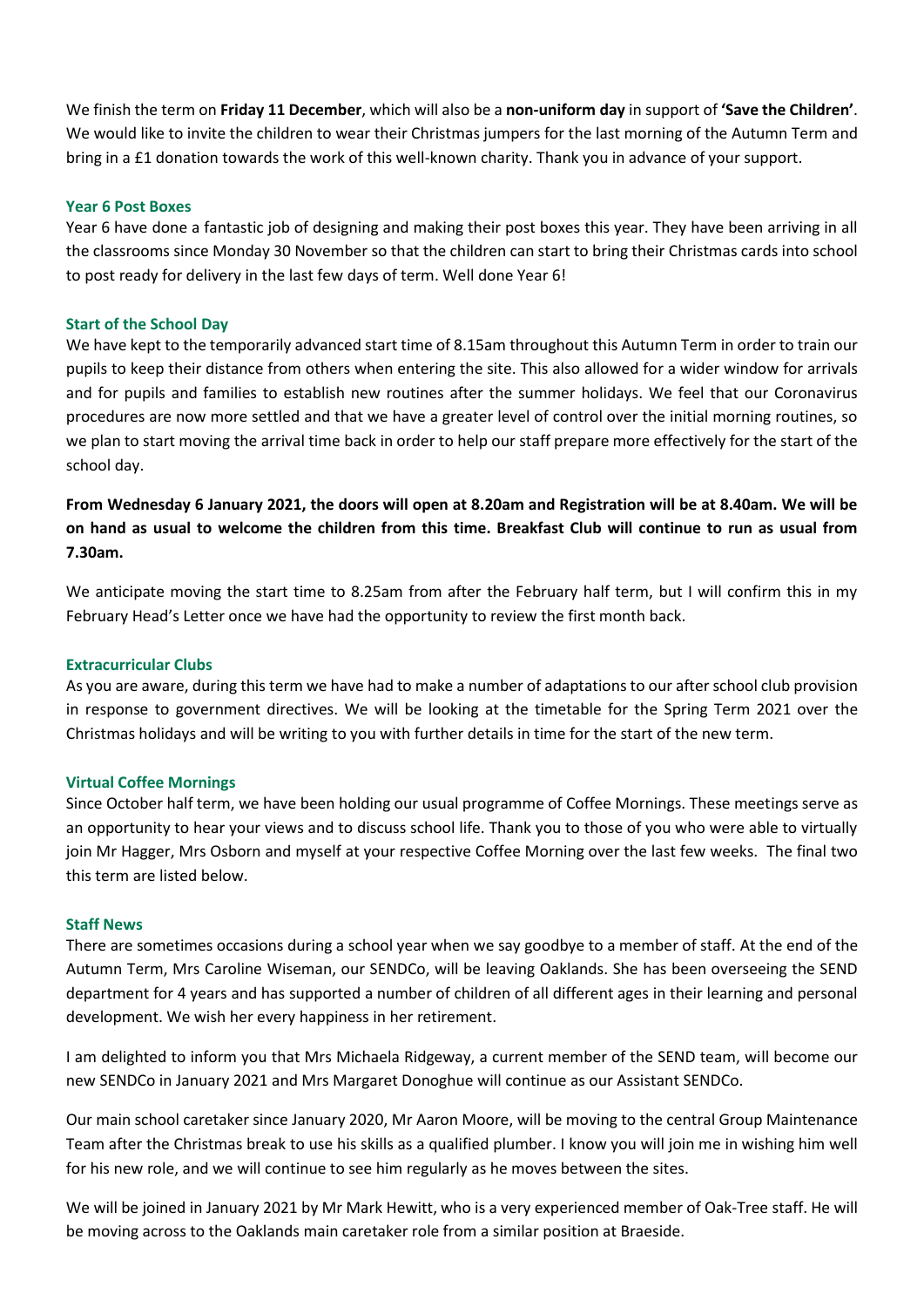We finish the term on **Friday 11 December**, which will also be a **non-uniform day** in support of **'Save the Children'**. We would like to invite the children to wear their Christmas jumpers for the last morning of the Autumn Term and bring in a £1 donation towards the work of this well-known charity. Thank you in advance of your support.

### Year 6 Post Boxes

Year 6 have done a fantastic job of designing and making their post boxes this year. They have been arriving in all the classrooms since Monday 30 November so that the children can start to bring their Christmas cards into school to post ready for delivery in the last few days of term. Well done Year 6!

### Start of the School Day

We have kept to the temporarily advanced start time of 8.15am throughout this Autumn Term in order to train our pupils to keep their distance from others when entering the site. This also allowed for a wider window for arrivals and for pupils and families to establish new routines after the summer holidays. We feel that our Coronavirus procedures are now more settled and that we have a greater level of control over the initial morning routines, so we plan to start moving the arrival time back in order to help our staff prepare more effectively for the start of the school day.

**From Wednesday 6 January 2021, the doors will open at 8.20am and Registration will be at 8.40am. We will be on hand as usual to welcome the children from this time. Breakfast Club will continue to run as usual from 7.30am.**

We anticipate moving the start time to 8.25am from after the February half term, but I will confirm this in my February Head's Letter once we have had the opportunity to review the first month back.

### Extracurricular Clubs

As you are aware, during this term we have had to make a number of adaptations to our after school club provision in response to government directives. We will be looking at the timetable for the Spring Term 2021 over the Christmas holidays and will be writing to you with further details in time for the start of the new term.

### Virtual Coffee Mornings

Since October half term, we have been holding our usual programme of Coffee Mornings. These meetings serve as an opportunity to hear your views and to discuss school life. Thank you to those of you who were able to virtually join Mr Hagger, Mrs Osborn and myself at your respective Coffee Morning over the last few weeks. The final two this term are listed below.

### Staff News

There are sometimes occasions during a school year when we say goodbye to a member of staff. At the end of the Autumn Term, Mrs Caroline Wiseman, our SENDCo, will be leaving Oaklands. She has been overseeing the SEND department for 4 years and has supported a number of children of all different ages in their learning and personal development. We wish her every happiness in her retirement.

I am delighted to inform you that Mrs Michaela Ridgeway, a current member of the SEND team, will become our new SENDCo in January 2021 and Mrs Margaret Donoghue will continue as our Assistant SENDCo.

Our main school caretaker since January 2020, Mr Aaron Moore, will be moving to the central Group Maintenance Team after the Christmas break to use his skills as a qualified plumber. I know you will join me in wishing him well for his new role, and we will continue to see him regularly as he moves between the sites.

We will be joined in January 2021 by Mr Mark Hewitt, who is a very experienced member of Oak-Tree staff. He will be moving across to the Oaklands main caretaker role from a similar position at Braeside.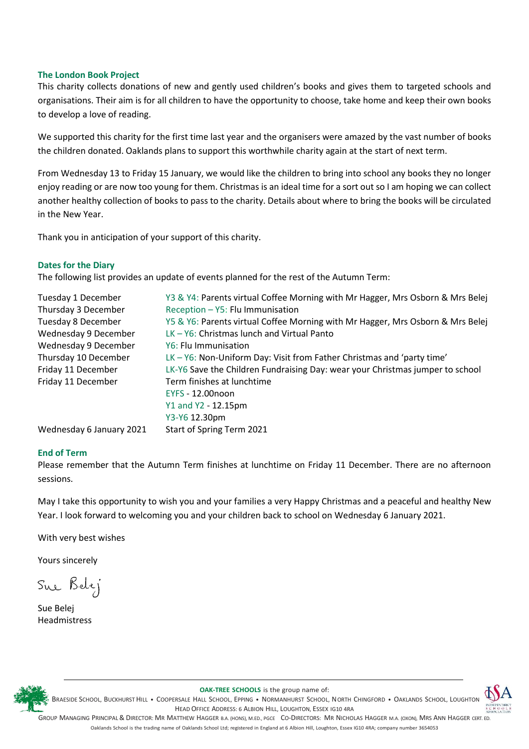### The London Book Project

This charity collects donations of new and gently used children's books and gives them to targeted schools and organisations. Their aim is for all children to have the opportunity to choose, take home and keep their own books to develop a love of reading.

We supported this charity for the first time last year and the organisers were amazed by the vast number of books the children donated. Oaklands plans to support this worthwhile charity again at the start of next term.

From Wednesday 13 to Friday 15 January, we would like the children to bring into school any books they no longer enjoy reading or are now too young for them. Christmas is an ideal time for a sort out so I am hoping we can collect another healthy collection of books to pass to the charity. Details about where to bring the books will be circulated in the New Year.

Thank you in anticipation of your support of this charity.

### Dates for the Diary

The following list provides an update of events planned for the rest of the Autumn Term:

| | |
|---|---|
| Tuesday 1 December | Y3 & Y4: Parents virtual Coffee Morning with Mr Hagger, Mrs Osborn & Mrs Belej |
| Thursday 3 December | Reception – Y5: Flu Immunisation |
| Tuesday 8 December | Y5 & Y6: Parents virtual Coffee Morning with Mr Hagger, Mrs Osborn & Mrs Belej |
| Wednesday 9 December | LK – Y6: Christmas lunch and Virtual Panto |
| Wednesday 9 December | Y6: Flu Immunisation |
| Thursday 10 December | LK – Y6: Non-Uniform Day: Visit from Father Christmas and 'party time' |
| Friday 11 December | LK-Y6 Save the Children Fundraising Day: wear your Christmas jumper to school |
| Friday 11 December | Term finishes at lunchtime |
| | EYFS - 12.00noon |
| | Y1 and Y2 - 12.15pm |
| | Y3-Y6 12.30pm |
| Wednesday 6 January 2021 | Start of Spring Term 2021 |

### End of Term

Please remember that the Autumn Term finishes at lunchtime on Friday 11 December. There are no afternoon sessions.

May I take this opportunity to wish you and your families a very Happy Christmas and a peaceful and healthy New Year. I look forward to welcoming you and your children back to school on Wednesday 6 January 2021.

With very best wishes

Yours sincerely

Sue Belej

Sue Belej
Headmistress

**OAK-TREE SCHOOLS** is the group name of:
Braeside School, Buckhurst Hill • Coopersale Hall School, Epping • Normanhurst School, North Chingford • Oaklands School, Loughton
Head Office Address: 6 Albion Hill, Loughton, Essex IG10 4RA
Group Managing Principal & Director: Mr Matthew Hagger B.A. (Hons), M.Ed., PGCE Co-Directors: Mr Nicholas Hagger M.A. (Oxon), Mrs Ann Hagger Cert. Ed.
Oaklands School is the trading name of Oaklands School Ltd; registered in England at 6 Albion Hill, Loughton, Essex IG10 4RA; company number 3654053